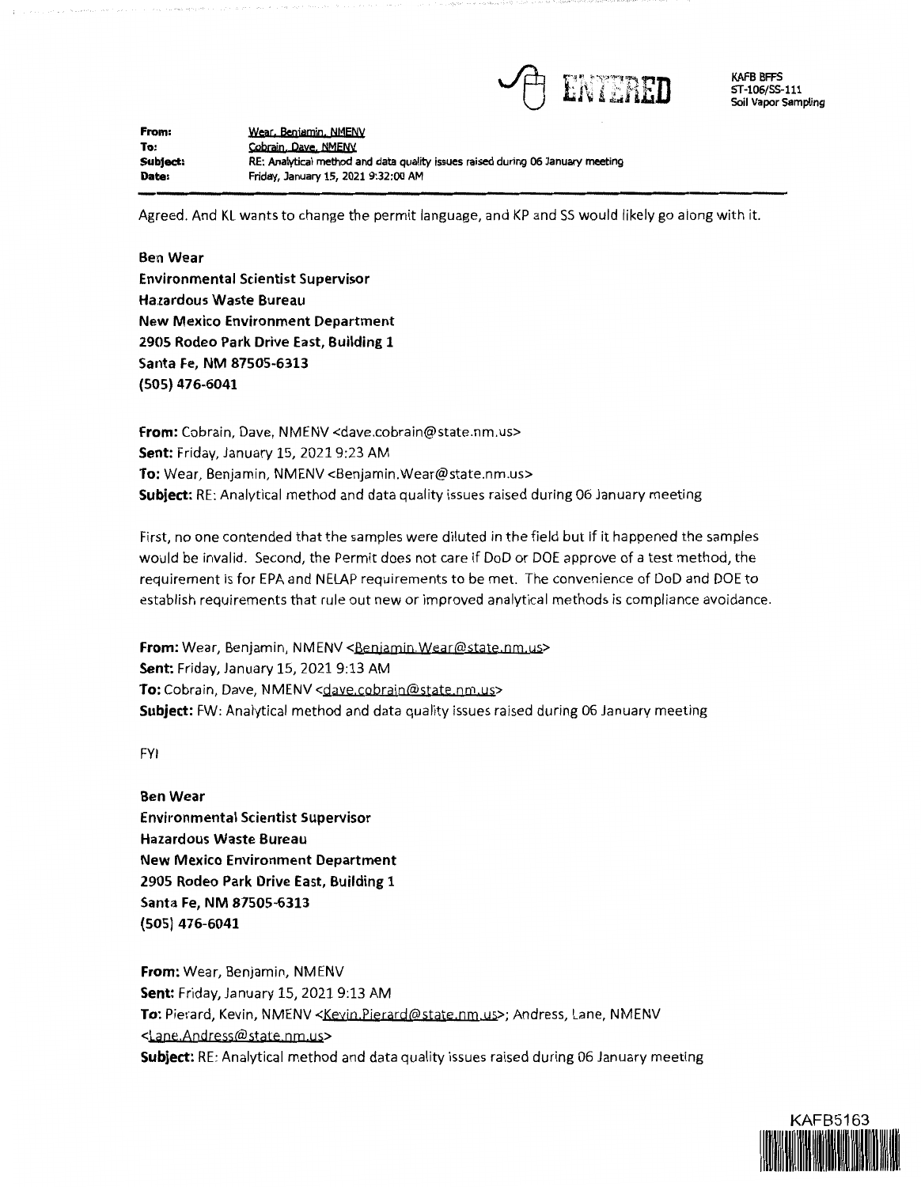ENTERED

KAFB BFFS
ST-106/SS-111
Soil Vapor Sampling

**From:** Wear, Benjamin, NMENV
**To:** Cobrain, Dave, NMENV
**Subject:** RE: Analytical method and data quality issues raised during 06 January meeting
**Date:** Friday, January 15, 2021 9:32:00 AM

---

Agreed. And KL wants to change the permit language, and KP and SS would likely go along with it.

**Ben Wear**
**Environmental Scientist Supervisor**
**Hazardous Waste Bureau**
**New Mexico Environment Department**
**2905 Rodeo Park Drive East, Building 1**
**Santa Fe, NM 87505-6313**
**(505) 476-6041**

**From:** Cobrain, Dave, NMENV <dave.cobrain@state.nm.us>
**Sent:** Friday, January 15, 2021 9:23 AM
**To:** Wear, Benjamin, NMENV <Benjamin.Wear@state.nm.us>
**Subject:** RE: Analytical method and data quality issues raised during 06 January meeting

First, no one contended that the samples were diluted in the field but if it happened the samples would be invalid. Second, the Permit does not care if DoD or DOE approve of a test method, the requirement is for EPA and NELAP requirements to be met. The convenience of DoD and DOE to establish requirements that rule out new or improved analytical methods is compliance avoidance.

**From:** Wear, Benjamin, NMENV <Benjamin.Wear@state.nm.us>
**Sent:** Friday, January 15, 2021 9:13 AM
**To:** Cobrain, Dave, NMENV <dave.cobrain@state.nm.us>
**Subject:** FW: Analytical method and data quality issues raised during 06 January meeting

FYI

**Ben Wear**
**Environmental Scientist Supervisor**
**Hazardous Waste Bureau**
**New Mexico Environment Department**
**2905 Rodeo Park Drive East, Building 1**
**Santa Fe, NM 87505-6313**
**(505) 476-6041**

**From:** Wear, Benjamin, NMENV
**Sent:** Friday, January 15, 2021 9:13 AM
**To:** Pierard, Kevin, NMENV <Kevin.Pierard@state.nm.us>; Andress, Lane, NMENV <Lane.Andress@state.nm.us>
**Subject:** RE: Analytical method and data quality issues raised during 06 January meeting

KAFB5163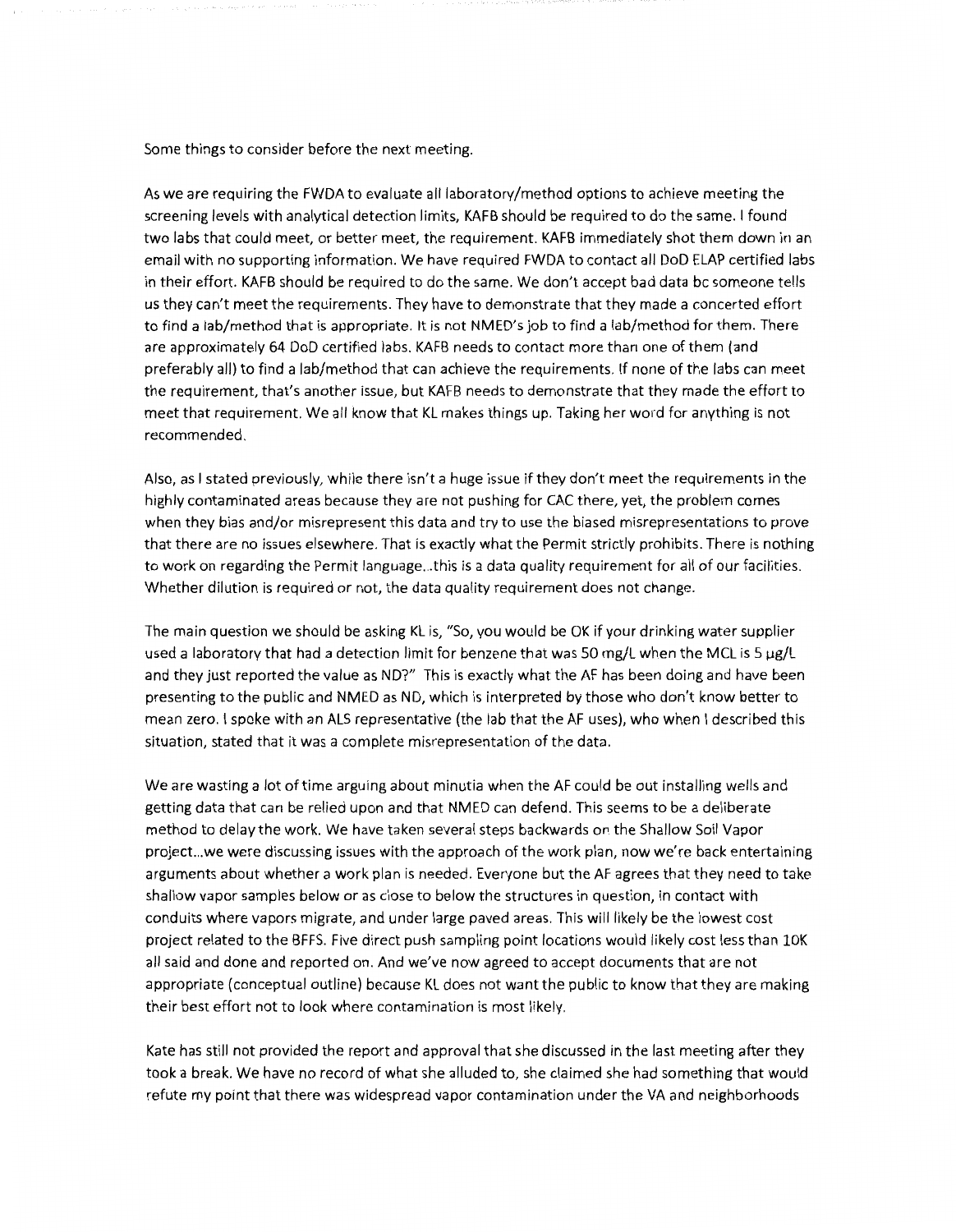Some things to consider before the next meeting.

As we are requiring the FWDA to evaluate all laboratory/method options to achieve meeting the screening levels with analytical detection limits, KAFB should be required to do the same. I found two labs that could meet, or better meet, the requirement. KAFB immediately shot them down in an email with no supporting information. We have required FWDA to contact all DoD ELAP certified labs in their effort. KAFB should be required to do the same. We don't accept bad data bc someone tells us they can't meet the requirements. They have to demonstrate that they made a concerted effort to find a lab/method that is appropriate. It is not NMED's job to find a lab/method for them. There are approximately 64 DoD certified labs. KAFB needs to contact more than one of them (and preferably all) to find a lab/method that can achieve the requirements. If none of the labs can meet the requirement, that's another issue, but KAFB needs to demonstrate that they made the effort to meet that requirement. We all know that KL makes things up. Taking her word for anything is not recommended.

Also, as I stated previously, while there isn't a huge issue if they don't meet the requirements in the highly contaminated areas because they are not pushing for CAC there, yet, the problem comes when they bias and/or misrepresent this data and try to use the biased misrepresentations to prove that there are no issues elsewhere. That is exactly what the Permit strictly prohibits. There is nothing to work on regarding the Permit language...this is a data quality requirement for all of our facilities. Whether dilution is required or not, the data quality requirement does not change.

The main question we should be asking KL is, "So, you would be OK if your drinking water supplier used a laboratory that had a detection limit for benzene that was 50 mg/L when the MCL is 5 µg/L and they just reported the value as ND?" This is exactly what the AF has been doing and have been presenting to the public and NMED as ND, which is interpreted by those who don't know better to mean zero. I spoke with an ALS representative (the lab that the AF uses), who when I described this situation, stated that it was a complete misrepresentation of the data.

We are wasting a lot of time arguing about minutia when the AF could be out installing wells and getting data that can be relied upon and that NMED can defend. This seems to be a deliberate method to delay the work. We have taken several steps backwards on the Shallow Soil Vapor project...we were discussing issues with the approach of the work plan, now we're back entertaining arguments about whether a work plan is needed. Everyone but the AF agrees that they need to take shallow vapor samples below or as close to below the structures in question, in contact with conduits where vapors migrate, and under large paved areas. This will likely be the lowest cost project related to the BFFS. Five direct push sampling point locations would likely cost less than 10K all said and done and reported on. And we've now agreed to accept documents that are not appropriate (conceptual outline) because KL does not want the public to know that they are making their best effort not to look where contamination is most likely.

Kate has still not provided the report and approval that she discussed in the last meeting after they took a break. We have no record of what she alluded to, she claimed she had something that would refute my point that there was widespread vapor contamination under the VA and neighborhoods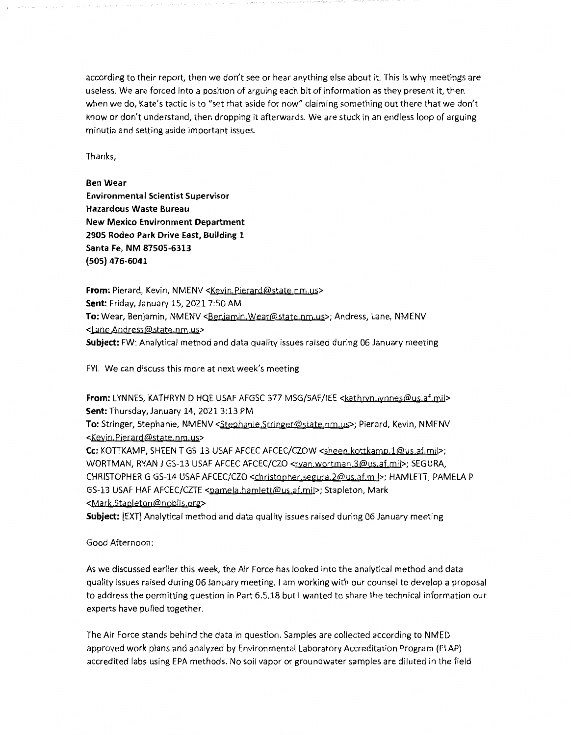according to their report, then we don't see or hear anything else about it. This is why meetings are useless. We are forced into a position of arguing each bit of information as they present it, then when we do, Kate's tactic is to "set that aside for now" claiming something out there that we don't know or don't understand, then dropping it afterwards. We are stuck in an endless loop of arguing minutia and setting aside important issues.

Thanks,

**Ben Wear**
**Environmental Scientist Supervisor**
**Hazardous Waste Bureau**
**New Mexico Environment Department**
**2905 Rodeo Park Drive East, Building 1**
**Santa Fe, NM 87505-6313**
**(505) 476-6041**

**From:** Pierard, Kevin, NMENV <Kevin.Pierard@state.nm.us>
**Sent:** Friday, January 15, 2021 7:50 AM
**To:** Wear, Benjamin, NMENV <Benjamin.Wear@state.nm.us>; Andress, Lane, NMENV <Lane.Andress@state.nm.us>
**Subject:** FW: Analytical method and data quality issues raised during 06 January meeting

FYI. We can discuss this more at next week's meeting

**From:** LYNNES, KATHRYN D HQE USAF AFGSC 377 MSG/SAF/IEE <kathryn.lynnes@us.af.mil>
**Sent:** Thursday, January 14, 2021 3:13 PM
**To:** Stringer, Stephanie, NMENV <Stephanie.Stringer@state.nm.us>; Pierard, Kevin, NMENV <Kevin.Pierard@state.nm.us>
**Cc:** KOTTKAMP, SHEEN T GS-13 USAF AFCEC AFCEC/CZOW <sheen.kottkamp.1@us.af.mil>; WORTMAN, RYAN J GS-13 USAF AFCEC AFCEC/CZO <ryan.wortman.3@us.af.mil>; SEGURA, CHRISTOPHER G GS-14 USAF AFCEC/CZO <christopher.segura.2@us.af.mil>; HAMLETT, PAMELA P GS-13 USAF HAF AFCEC/CZTE <pamela.hamlett@us.af.mil>; Stapleton, Mark <Mark.Stapleton@noblis.org>
**Subject:** [EXT] Analytical method and data quality issues raised during 06 January meeting

Good Afternoon:

As we discussed earlier this week, the Air Force has looked into the analytical method and data quality issues raised during 06 January meeting. I am working with our counsel to develop a proposal to address the permitting question in Part 6.5.18 but I wanted to share the technical information our experts have pulled together.

The Air Force stands behind the data in question. Samples are collected according to NMED approved work plans and analyzed by Environmental Laboratory Accreditation Program (ELAP) accredited labs using EPA methods. No soil vapor or groundwater samples are diluted in the field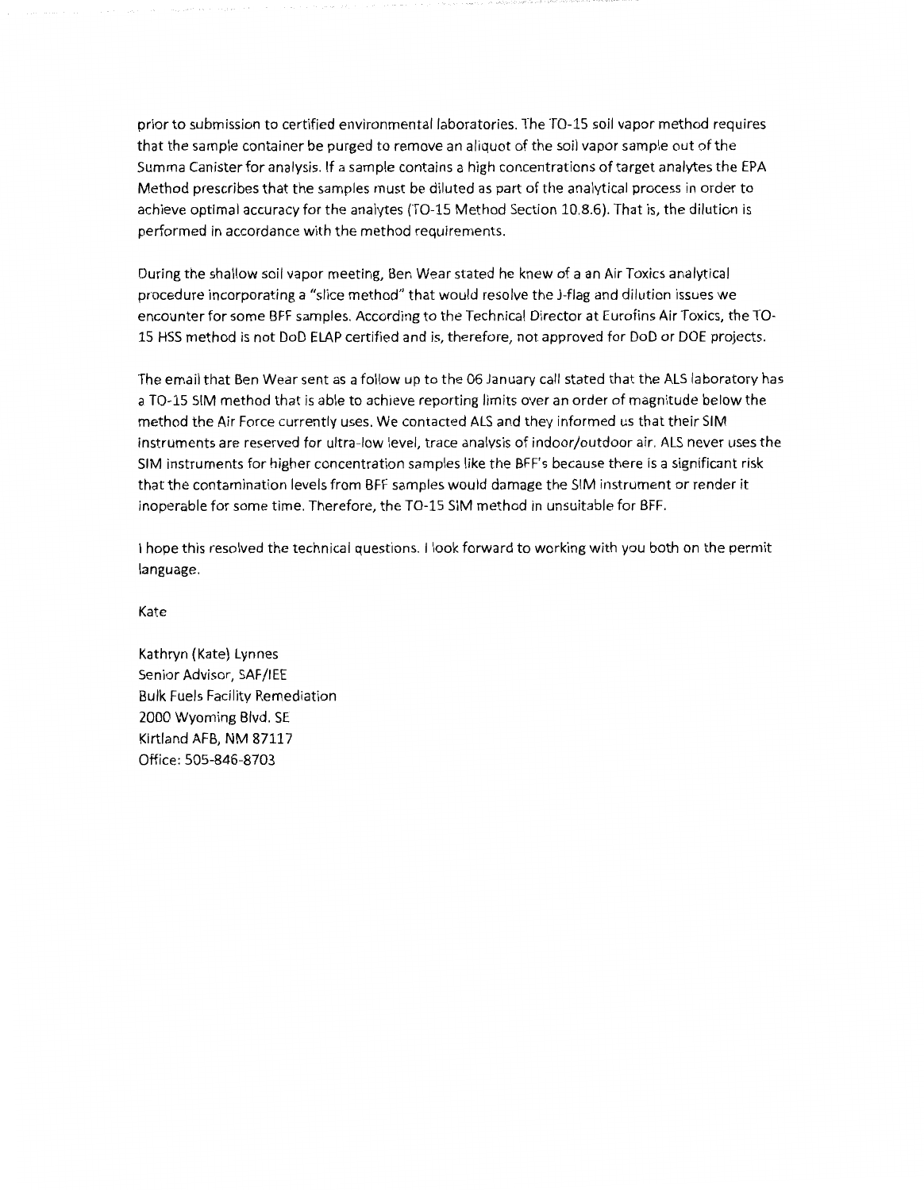prior to submission to certified environmental laboratories. The TO-15 soil vapor method requires that the sample container be purged to remove an aliquot of the soil vapor sample out of the Summa Canister for analysis. If a sample contains a high concentrations of target analytes the EPA Method prescribes that the samples must be diluted as part of the analytical process in order to achieve optimal accuracy for the analytes (TO-15 Method Section 10.8.6). That is, the dilution is performed in accordance with the method requirements.

During the shallow soil vapor meeting, Ben Wear stated he knew of a an Air Toxics analytical procedure incorporating a "slice method" that would resolve the J-flag and dilution issues we encounter for some BFF samples. According to the Technical Director at Eurofins Air Toxics, the TO-15 HSS method is not DoD ELAP certified and is, therefore, not approved for DoD or DOE projects.

The email that Ben Wear sent as a follow up to the 06 January call stated that the ALS laboratory has a TO-15 SIM method that is able to achieve reporting limits over an order of magnitude below the method the Air Force currently uses. We contacted ALS and they informed us that their SIM instruments are reserved for ultra-low level, trace analysis of indoor/outdoor air. ALS never uses the SIM instruments for higher concentration samples like the BFF's because there is a significant risk that the contamination levels from BFF samples would damage the SIM instrument or render it inoperable for some time. Therefore, the TO-15 SIM method in unsuitable for BFF.

I hope this resolved the technical questions. I look forward to working with you both on the permit language.

Kate

Kathryn (Kate) Lynnes
Senior Advisor, SAF/IEE
Bulk Fuels Facility Remediation
2000 Wyoming Blvd. SE
Kirtland AFB, NM 87117
Office: 505-846-8703